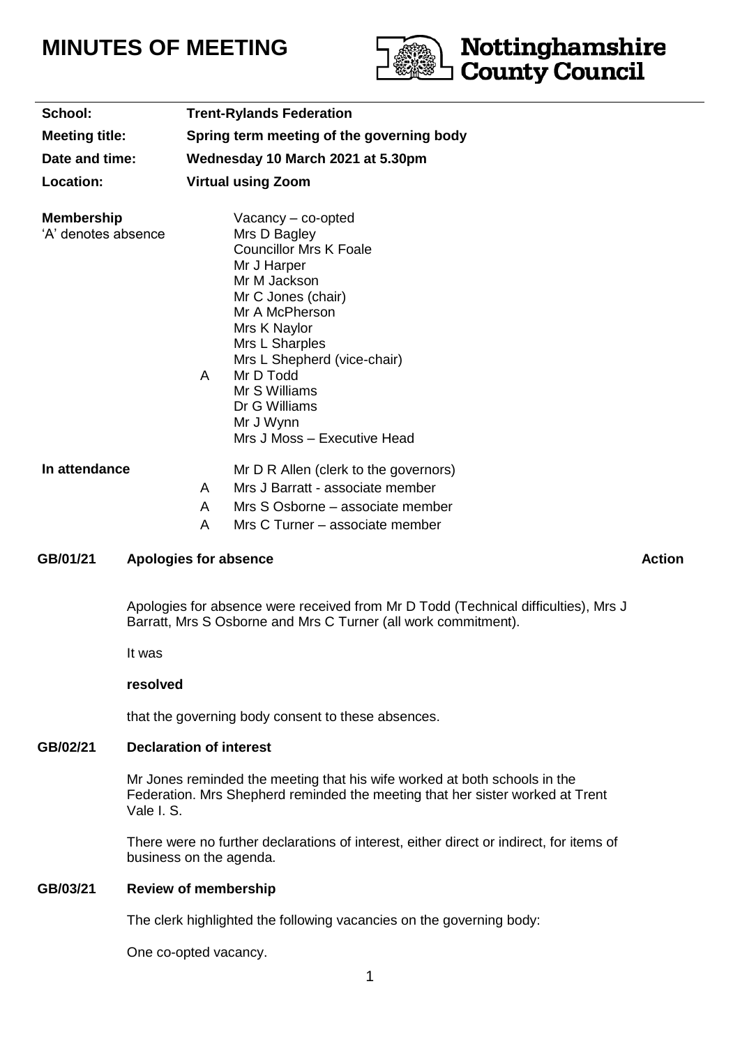# MINUTES OF MEETING

Nottinghamshire County Council

| | |
|---|---|
| **School:** | **Trent-Rylands Federation** |
| **Meeting title:** | **Spring term meeting of the governing body** |
| **Date and time:** | **Wednesday 10 March 2021 at 5.30pm** |
| **Location:** | **Virtual using Zoom** |

**Membership**
'A' denotes absence

| | |
|---|---|
| | Vacancy – co-opted |
| | Mrs D Bagley |
| | Councillor Mrs K Foale |
| | Mr J Harper |
| | Mr M Jackson |
| | Mr C Jones (chair) |
| | Mr A McPherson |
| | Mrs K Naylor |
| | Mrs L Sharples |
| | Mrs L Shepherd (vice-chair) |
| A | Mr D Todd |
| | Mr S Williams |
| | Dr G Williams |
| | Mr J Wynn |
| | Mrs J Moss – Executive Head |

**In attendance**

| | |
|---|---|
| | Mr D R Allen (clerk to the governors) |
| A | Mrs J Barratt - associate member |
| A | Mrs S Osborne – associate member |
| A | Mrs C Turner – associate member |

## GB/01/21 Apologies for absence — Action

Apologies for absence were received from Mr D Todd (Technical difficulties), Mrs J Barratt, Mrs S Osborne and Mrs C Turner (all work commitment).

It was

**resolved**

that the governing body consent to these absences.

## GB/02/21 Declaration of interest

Mr Jones reminded the meeting that his wife worked at both schools in the Federation. Mrs Shepherd reminded the meeting that her sister worked at Trent Vale I. S.

There were no further declarations of interest, either direct or indirect, for items of business on the agenda.

## GB/03/21 Review of membership

The clerk highlighted the following vacancies on the governing body:

One co-opted vacancy.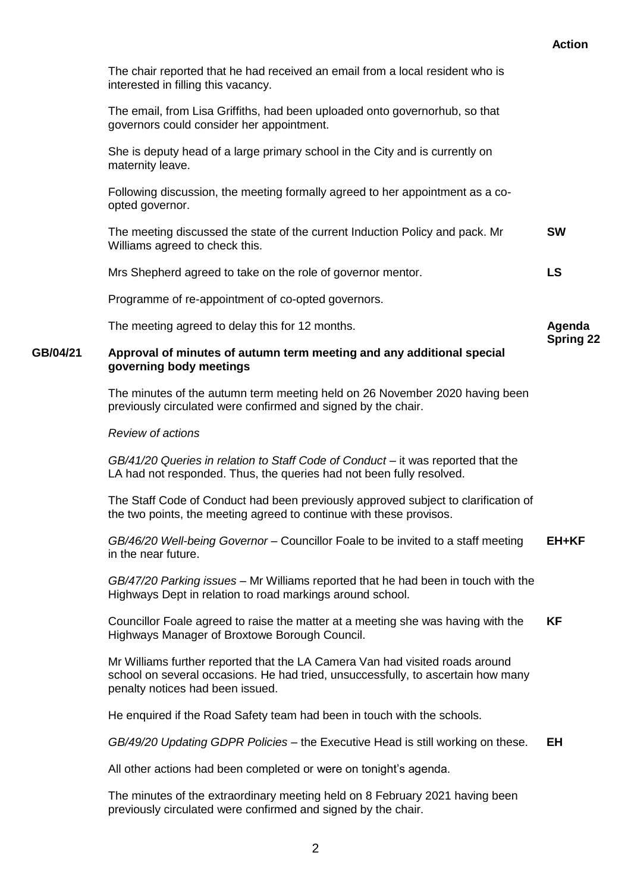**Action**

The chair reported that he had received an email from a local resident who is interested in filling this vacancy.

The email, from Lisa Griffiths, had been uploaded onto governorhub, so that governors could consider her appointment.

She is deputy head of a large primary school in the City and is currently on maternity leave.

Following discussion, the meeting formally agreed to her appointment as a co-opted governor.

The meeting discussed the state of the current Induction Policy and pack. Mr Williams agreed to check this. **SW**

Mrs Shepherd agreed to take on the role of governor mentor. **LS**

Programme of re-appointment of co-opted governors.

The meeting agreed to delay this for 12 months. **Agenda Spring 22**

## GB/04/21 Approval of minutes of autumn term meeting and any additional special governing body meetings

The minutes of the autumn term meeting held on 26 November 2020 having been previously circulated were confirmed and signed by the chair.

*Review of actions*

*GB/41/20 Queries in relation to Staff Code of Conduct* – it was reported that the LA had not responded. Thus, the queries had not been fully resolved.

The Staff Code of Conduct had been previously approved subject to clarification of the two points, the meeting agreed to continue with these provisos.

*GB/46/20 Well-being Governor* – Councillor Foale to be invited to a staff meeting in the near future. **EH+KF**

*GB/47/20 Parking issues* – Mr Williams reported that he had been in touch with the Highways Dept in relation to road markings around school.

Councillor Foale agreed to raise the matter at a meeting she was having with the Highways Manager of Broxtowe Borough Council. **KF**

Mr Williams further reported that the LA Camera Van had visited roads around school on several occasions. He had tried, unsuccessfully, to ascertain how many penalty notices had been issued.

He enquired if the Road Safety team had been in touch with the schools.

*GB/49/20 Updating GDPR Policies* – the Executive Head is still working on these. **EH**

All other actions had been completed or were on tonight's agenda.

The minutes of the extraordinary meeting held on 8 February 2021 having been previously circulated were confirmed and signed by the chair.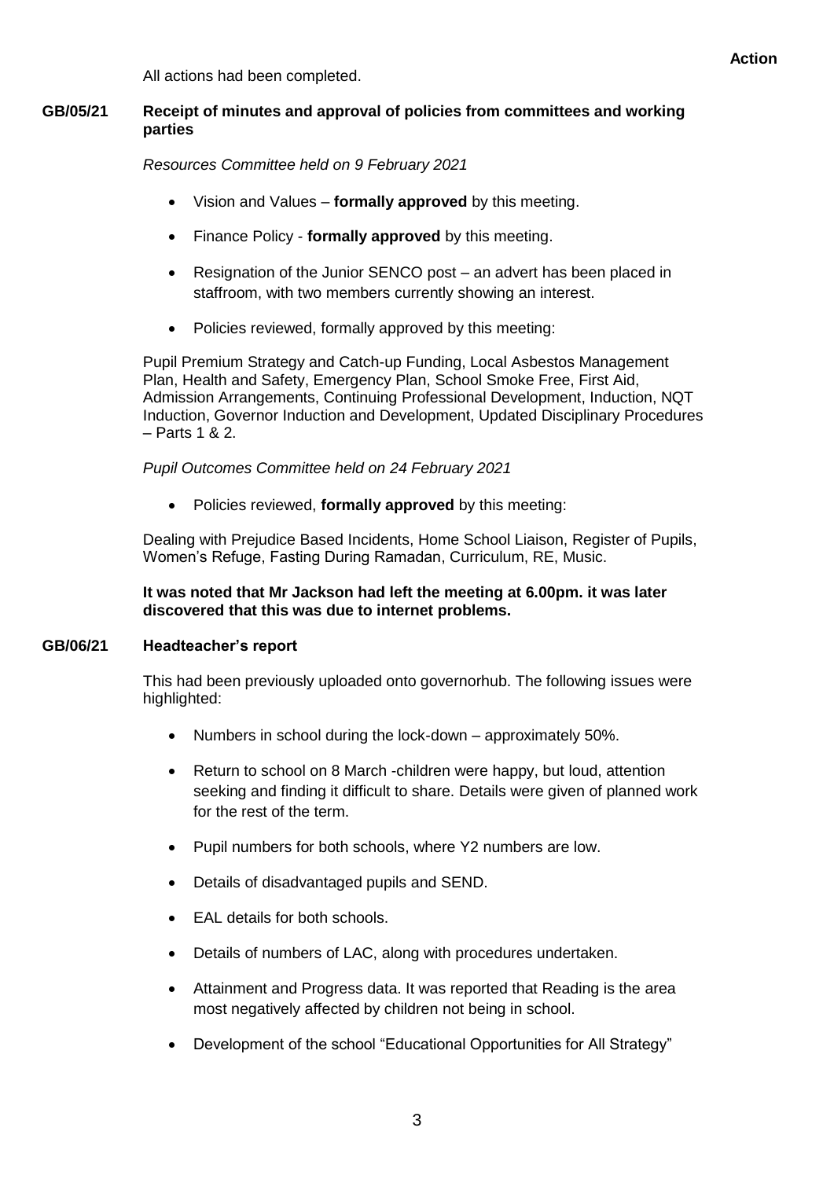**Action**

All actions had been completed.

**GB/05/21 Receipt of minutes and approval of policies from committees and working parties**

*Resources Committee held on 9 February 2021*

- Vision and Values – **formally approved** by this meeting.
- Finance Policy - **formally approved** by this meeting.
- Resignation of the Junior SENCO post – an advert has been placed in staffroom, with two members currently showing an interest.
- Policies reviewed, formally approved by this meeting:

Pupil Premium Strategy and Catch-up Funding, Local Asbestos Management Plan, Health and Safety, Emergency Plan, School Smoke Free, First Aid, Admission Arrangements, Continuing Professional Development, Induction, NQT Induction, Governor Induction and Development, Updated Disciplinary Procedures – Parts 1 & 2.

*Pupil Outcomes Committee held on 24 February 2021*

- Policies reviewed, **formally approved** by this meeting:

Dealing with Prejudice Based Incidents, Home School Liaison, Register of Pupils, Women's Refuge, Fasting During Ramadan, Curriculum, RE, Music.

**It was noted that Mr Jackson had left the meeting at 6.00pm. it was later discovered that this was due to internet problems.**

**GB/06/21 Headteacher's report**

This had been previously uploaded onto governorhub. The following issues were highlighted:

- Numbers in school during the lock-down – approximately 50%.
- Return to school on 8 March -children were happy, but loud, attention seeking and finding it difficult to share. Details were given of planned work for the rest of the term.
- Pupil numbers for both schools, where Y2 numbers are low.
- Details of disadvantaged pupils and SEND.
- EAL details for both schools.
- Details of numbers of LAC, along with procedures undertaken.
- Attainment and Progress data. It was reported that Reading is the area most negatively affected by children not being in school.
- Development of the school "Educational Opportunities for All Strategy"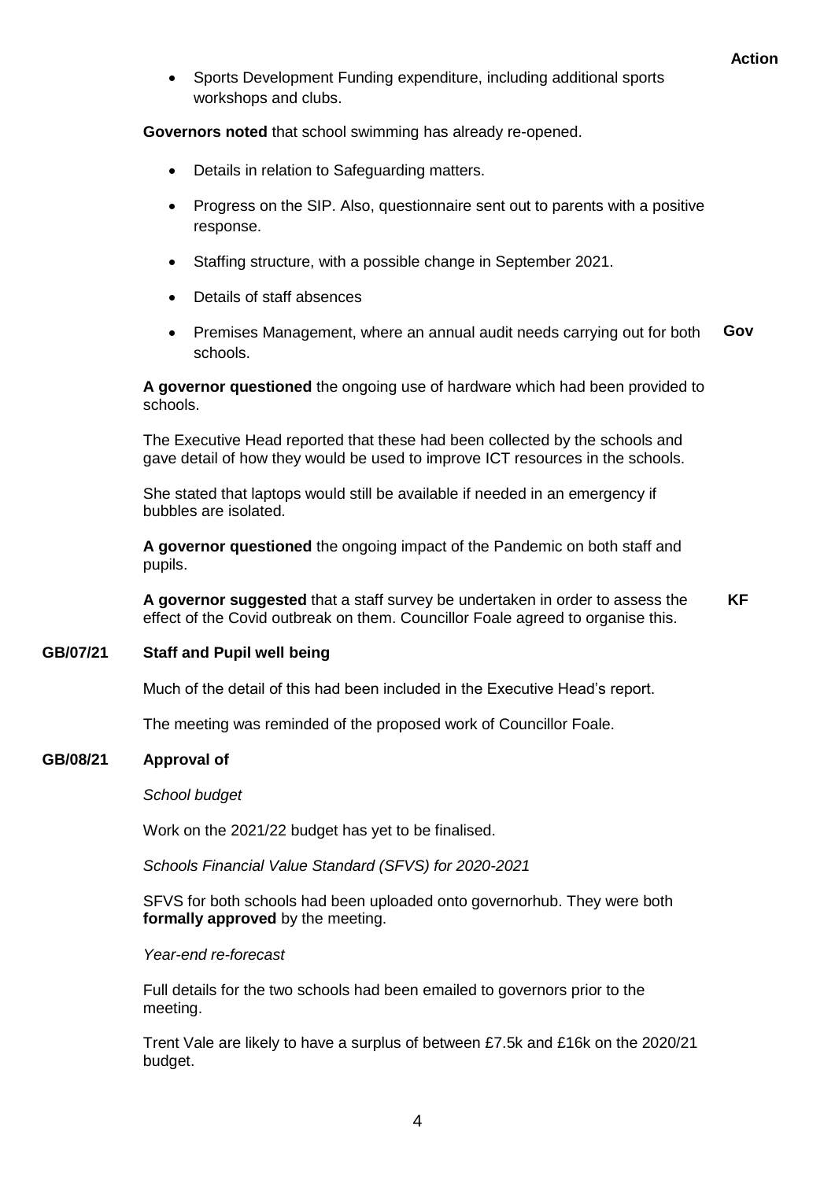**Action**

- Sports Development Funding expenditure, including additional sports workshops and clubs.

**Governors noted** that school swimming has already re-opened.

- Details in relation to Safeguarding matters.
- Progress on the SIP. Also, questionnaire sent out to parents with a positive response.
- Staffing structure, with a possible change in September 2021.
- Details of staff absences
- Premises Management, where an annual audit needs carrying out for both schools. **Gov**

**A governor questioned** the ongoing use of hardware which had been provided to schools.

The Executive Head reported that these had been collected by the schools and gave detail of how they would be used to improve ICT resources in the schools.

She stated that laptops would still be available if needed in an emergency if bubbles are isolated.

**A governor questioned** the ongoing impact of the Pandemic on both staff and pupils.

**A governor suggested** that a staff survey be undertaken in order to assess the effect of the Covid outbreak on them. Councillor Foale agreed to organise this. **KF**

**GB/07/21 Staff and Pupil well being**

Much of the detail of this had been included in the Executive Head's report.

The meeting was reminded of the proposed work of Councillor Foale.

**GB/08/21 Approval of**

*School budget*

Work on the 2021/22 budget has yet to be finalised.

*Schools Financial Value Standard (SFVS) for 2020-2021*

SFVS for both schools had been uploaded onto governorhub. They were both **formally approved** by the meeting.

*Year-end re-forecast*

Full details for the two schools had been emailed to governors prior to the meeting.

Trent Vale are likely to have a surplus of between £7.5k and £16k on the 2020/21 budget.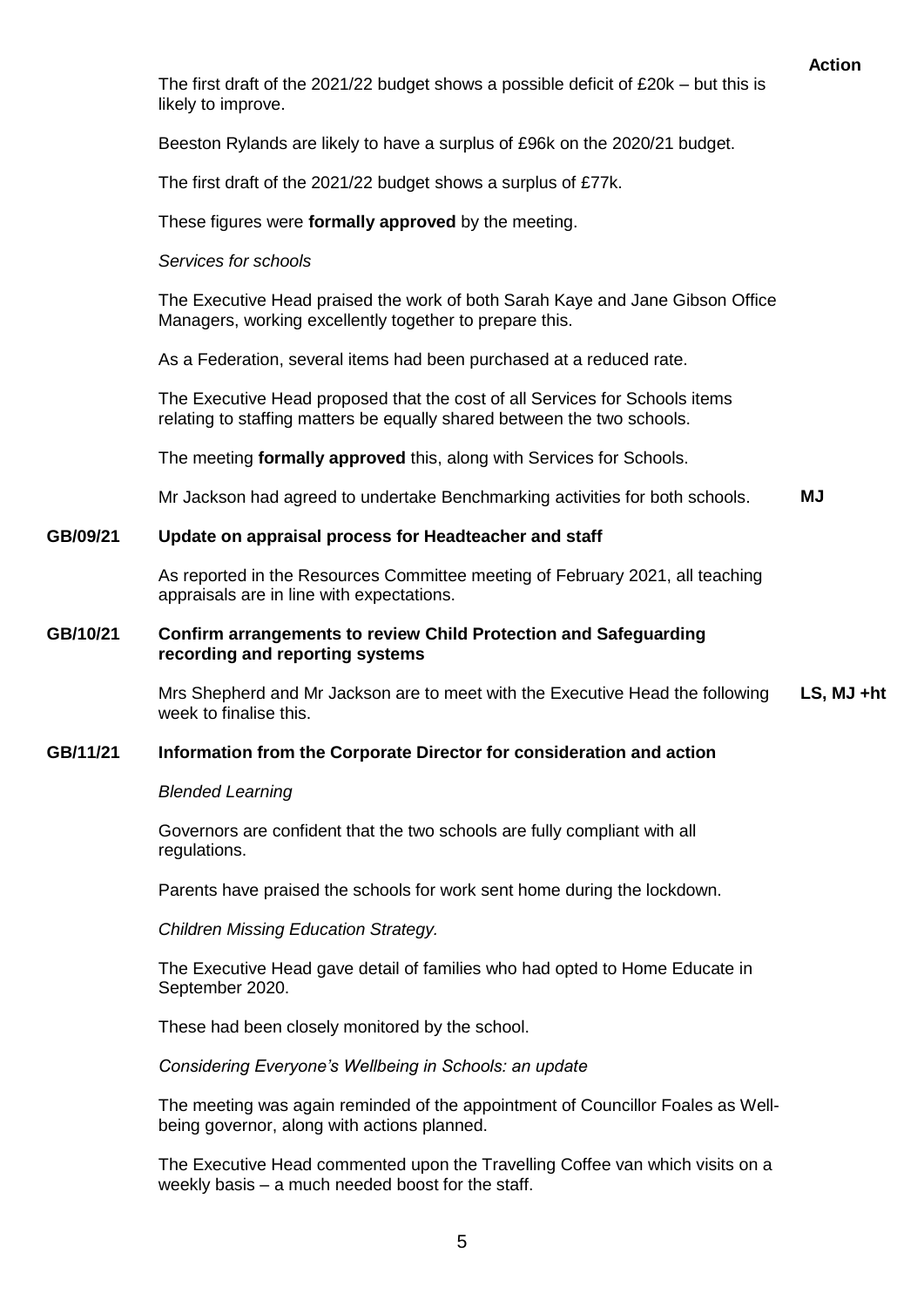**Action**

The first draft of the 2021/22 budget shows a possible deficit of £20k – but this is likely to improve.

Beeston Rylands are likely to have a surplus of £96k on the 2020/21 budget.

The first draft of the 2021/22 budget shows a surplus of £77k.

These figures were **formally approved** by the meeting.

*Services for schools*

The Executive Head praised the work of both Sarah Kaye and Jane Gibson Office Managers, working excellently together to prepare this.

As a Federation, several items had been purchased at a reduced rate.

The Executive Head proposed that the cost of all Services for Schools items relating to staffing matters be equally shared between the two schools.

The meeting **formally approved** this, along with Services for Schools.

Mr Jackson had agreed to undertake Benchmarking activities for both schools. **MJ**

**GB/09/21 Update on appraisal process for Headteacher and staff**

As reported in the Resources Committee meeting of February 2021, all teaching appraisals are in line with expectations.

**GB/10/21 Confirm arrangements to review Child Protection and Safeguarding recording and reporting systems**

Mrs Shepherd and Mr Jackson are to meet with the Executive Head the following week to finalise this. **LS, MJ +ht**

**GB/11/21 Information from the Corporate Director for consideration and action**

*Blended Learning*

Governors are confident that the two schools are fully compliant with all regulations.

Parents have praised the schools for work sent home during the lockdown.

*Children Missing Education Strategy.*

The Executive Head gave detail of families who had opted to Home Educate in September 2020.

These had been closely monitored by the school.

*Considering Everyone's Wellbeing in Schools: an update*

The meeting was again reminded of the appointment of Councillor Foales as Well-being governor, along with actions planned.

The Executive Head commented upon the Travelling Coffee van which visits on a weekly basis – a much needed boost for the staff.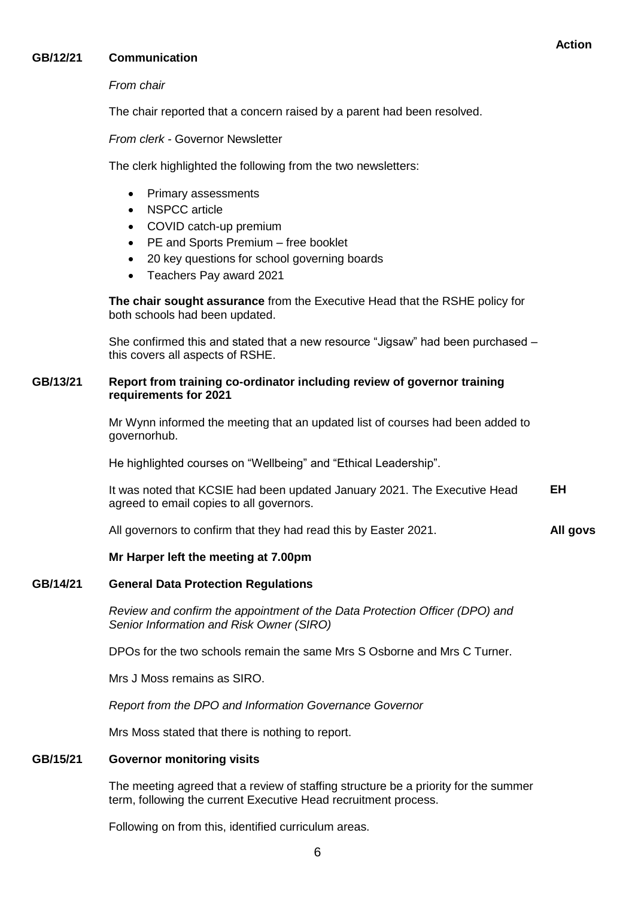**Action**

## GB/12/21 Communication

*From chair*

The chair reported that a concern raised by a parent had been resolved.

*From clerk* - Governor Newsletter

The clerk highlighted the following from the two newsletters:

- Primary assessments
- NSPCC article
- COVID catch-up premium
- PE and Sports Premium – free booklet
- 20 key questions for school governing boards
- Teachers Pay award 2021

**The chair sought assurance** from the Executive Head that the RSHE policy for both schools had been updated.

She confirmed this and stated that a new resource "Jigsaw" had been purchased – this covers all aspects of RSHE.

## GB/13/21 Report from training co-ordinator including review of governor training requirements for 2021

Mr Wynn informed the meeting that an updated list of courses had been added to governorhub.

He highlighted courses on "Wellbeing" and "Ethical Leadership".

It was noted that KCSIE had been updated January 2021. The Executive Head agreed to email copies to all governors. **EH**

All governors to confirm that they had read this by Easter 2021. **All govs**

**Mr Harper left the meeting at 7.00pm**

## GB/14/21 General Data Protection Regulations

*Review and confirm the appointment of the Data Protection Officer (DPO) and Senior Information and Risk Owner (SIRO)*

DPOs for the two schools remain the same Mrs S Osborne and Mrs C Turner.

Mrs J Moss remains as SIRO.

*Report from the DPO and Information Governance Governor*

Mrs Moss stated that there is nothing to report.

## GB/15/21 Governor monitoring visits

The meeting agreed that a review of staffing structure be a priority for the summer term, following the current Executive Head recruitment process.

Following on from this, identified curriculum areas.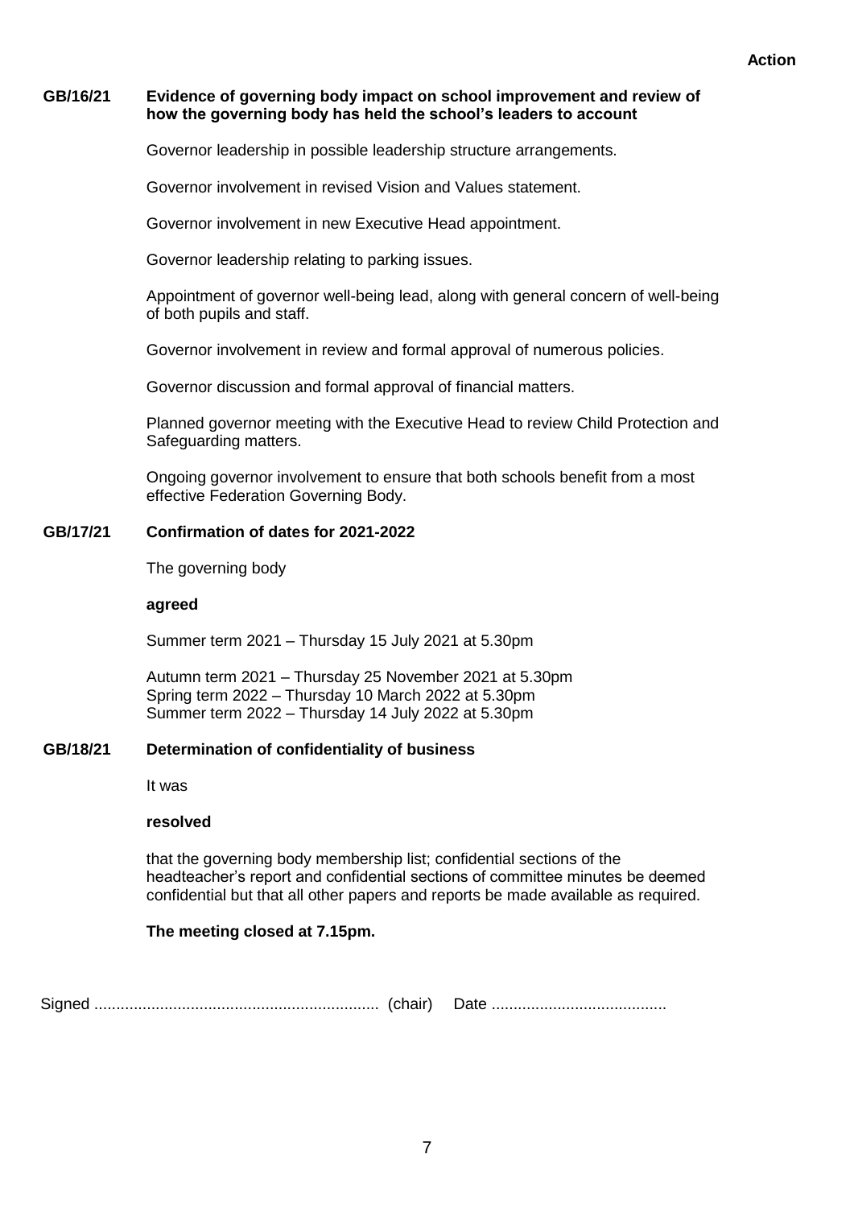**Action**

**GB/16/21 Evidence of governing body impact on school improvement and review of how the governing body has held the school's leaders to account**

Governor leadership in possible leadership structure arrangements.

Governor involvement in revised Vision and Values statement.

Governor involvement in new Executive Head appointment.

Governor leadership relating to parking issues.

Appointment of governor well-being lead, along with general concern of well-being of both pupils and staff.

Governor involvement in review and formal approval of numerous policies.

Governor discussion and formal approval of financial matters.

Planned governor meeting with the Executive Head to review Child Protection and Safeguarding matters.

Ongoing governor involvement to ensure that both schools benefit from a most effective Federation Governing Body.

**GB/17/21 Confirmation of dates for 2021-2022**

The governing body

**agreed**

Summer term 2021 – Thursday 15 July 2021 at 5.30pm

Autumn term 2021 – Thursday 25 November 2021 at 5.30pm
Spring term 2022 – Thursday 10 March 2022 at 5.30pm
Summer term 2022 – Thursday 14 July 2022 at 5.30pm

**GB/18/21 Determination of confidentiality of business**

It was

**resolved**

that the governing body membership list; confidential sections of the headteacher's report and confidential sections of committee minutes be deemed confidential but that all other papers and reports be made available as required.

**The meeting closed at 7.15pm.**

Signed ................................................................ (chair) Date .......................................